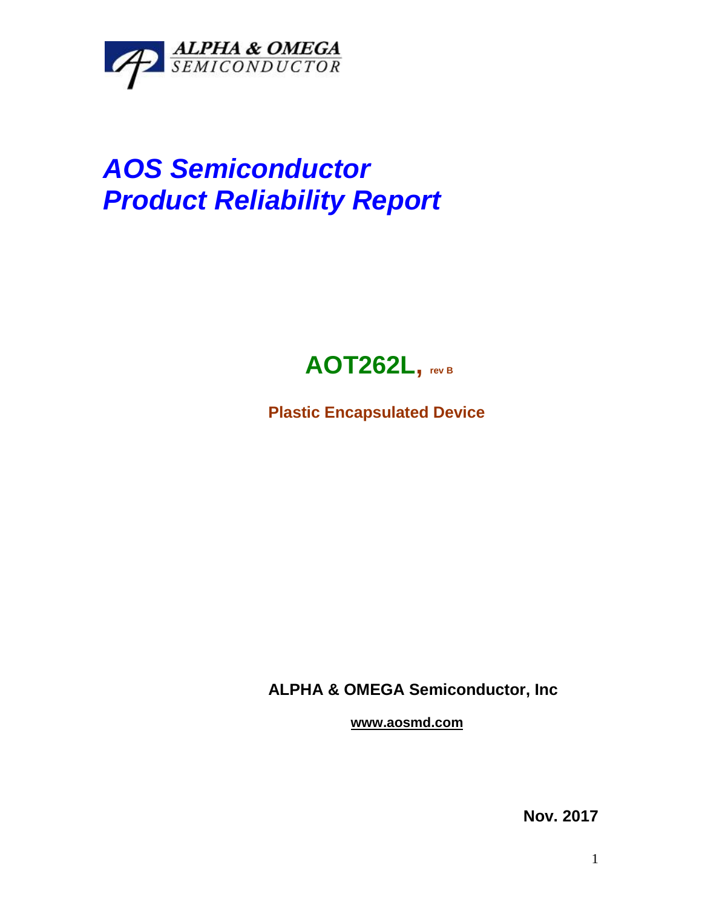ALPHA & OMEGA
SEMICONDUCTOR

# *AOS Semiconductor*
# *Product Reliability Report*

## AOT262L, rev B

**Plastic Encapsulated Device**

**ALPHA & OMEGA Semiconductor, Inc**

**www.aosmd.com**

**Nov. 2017**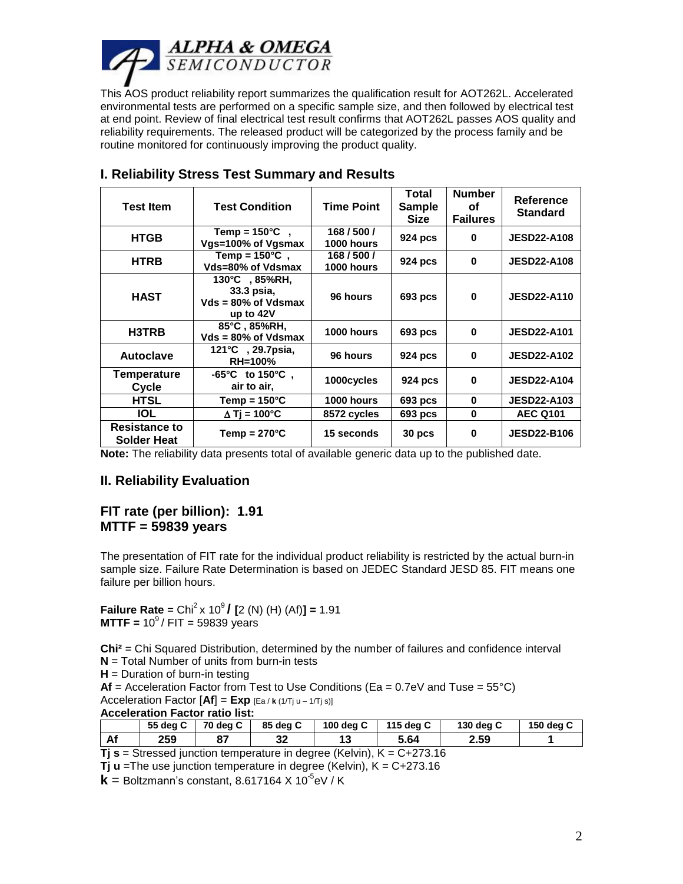ALPHA & OMEGA SEMICONDUCTOR

This AOS product reliability report summarizes the qualification result for AOT262L. Accelerated environmental tests are performed on a specific sample size, and then followed by electrical test at end point. Review of final electrical test result confirms that AOT262L passes AOS quality and reliability requirements. The released product will be categorized by the process family and be routine monitored for continuously improving the product quality.

## I. Reliability Stress Test Summary and Results

| Test Item | Test Condition | Time Point | Total Sample Size | Number of Failures | Reference Standard |
|---|---|---|---|---|---|
| HTGB | Temp = 150°C , Vgs=100% of Vgsmax | 168 / 500 / 1000 hours | 924 pcs | 0 | JESD22-A108 |
| HTRB | Temp = 150°C , Vds=80% of Vdsmax | 168 / 500 / 1000 hours | 924 pcs | 0 | JESD22-A108 |
| HAST | 130°C , 85%RH, 33.3 psia, Vds = 80% of Vdsmax up to 42V | 96 hours | 693 pcs | 0 | JESD22-A110 |
| H3TRB | 85°C , 85%RH, Vds = 80% of Vdsmax | 1000 hours | 693 pcs | 0 | JESD22-A101 |
| Autoclave | 121°C , 29.7psia, RH=100% | 96 hours | 924 pcs | 0 | JESD22-A102 |
| Temperature Cycle | -65°C to 150°C , air to air, | 1000cycles | 924 pcs | 0 | JESD22-A104 |
| HTSL | Temp = 150°C | 1000 hours | 693 pcs | 0 | JESD22-A103 |
| IOL | $\Delta$ Tj = 100°C | 8572 cycles | 693 pcs | 0 | AEC Q101 |
| Resistance to Solder Heat | Temp = 270°C | 15 seconds | 30 pcs | 0 | JESD22-B106 |

**Note:** The reliability data presents total of available generic data up to the published date.

## II. Reliability Evaluation

### FIT rate (per billion): 1.91
### MTTF = 59839 years

The presentation of FIT rate for the individual product reliability is restricted by the actual burn-in sample size. Failure Rate Determination is based on JEDEC Standard JESD 85. FIT means one failure per billion hours.

**Failure Rate** = $Chi^2 \times 10^9$ **/ [**2 (N) (H) (Af)**] =** 1.91
**MTTF =** $10^9$ / FIT = 59839 years

**Chi²** = Chi Squared Distribution, determined by the number of failures and confidence interval
**N** = Total Number of units from burn-in tests
**H** = Duration of burn-in testing
**Af** = Acceleration Factor from Test to Use Conditions (Ea = 0.7eV and Tuse = 55°C)
Acceleration Factor [**Af**] = **Exp** [Ea / **k** (1/Tj u – 1/Tj s)]

**Acceleration Factor ratio list:**

| | 55 deg C | 70 deg C | 85 deg C | 100 deg C | 115 deg C | 130 deg C | 150 deg C |
|---|---|---|---|---|---|---|---|
| Af | 259 | 87 | 32 | 13 | 5.64 | 2.59 | 1 |

**Tj s** = Stressed junction temperature in degree (Kelvin), K = C+273.16
**Tj u** =The use junction temperature in degree (Kelvin), K = C+273.16
**k** = Boltzmann's constant, 8.617164 X $10^{-5}$eV / K